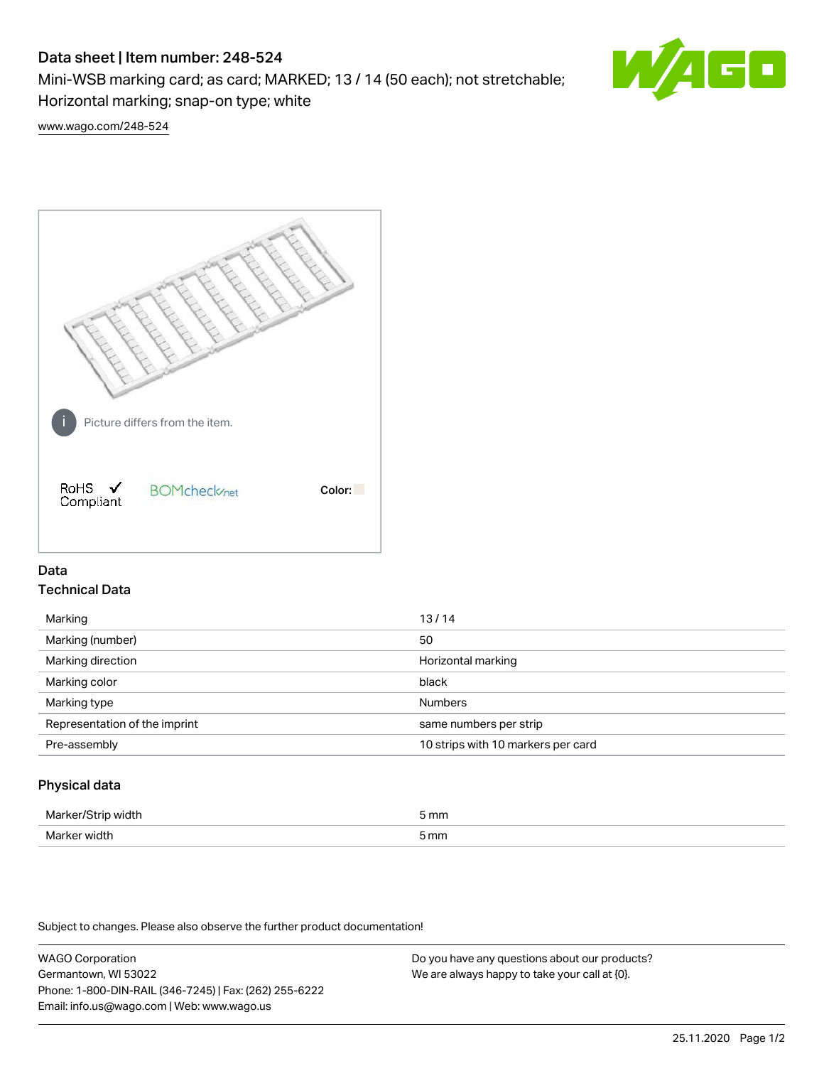# Data sheet | Item number: 248-524

Mini-WSB marking card; as card; MARKED; 13 / 14 (50 each); not stretchable; Horizontal marking; snap-on type; white

www.wago.com/248-524

Picture differs from the item.

RoHS Compliant ✓

BOMcheck.net

Color:

## Data

### Technical Data

| | |
|---|---|
| Marking | 13 / 14 |
| Marking (number) | 50 |
| Marking direction | Horizontal marking |
| Marking color | black |
| Marking type | Numbers |
| Representation of the imprint | same numbers per strip |
| Pre-assembly | 10 strips with 10 markers per card |

### Physical data

| | |
|---|---|
| Marker/Strip width | 5 mm |
| Marker width | 5 mm |

Subject to changes. Please also observe the further product documentation!

WAGO Corporation
Germantown, WI 53022
Phone: 1-800-DIN-RAIL (346-7245) | Fax: (262) 255-6222
Email: info.us@wago.com | Web: www.wago.us

Do you have any questions about our products?
We are always happy to take your call at {0}.

25.11.2020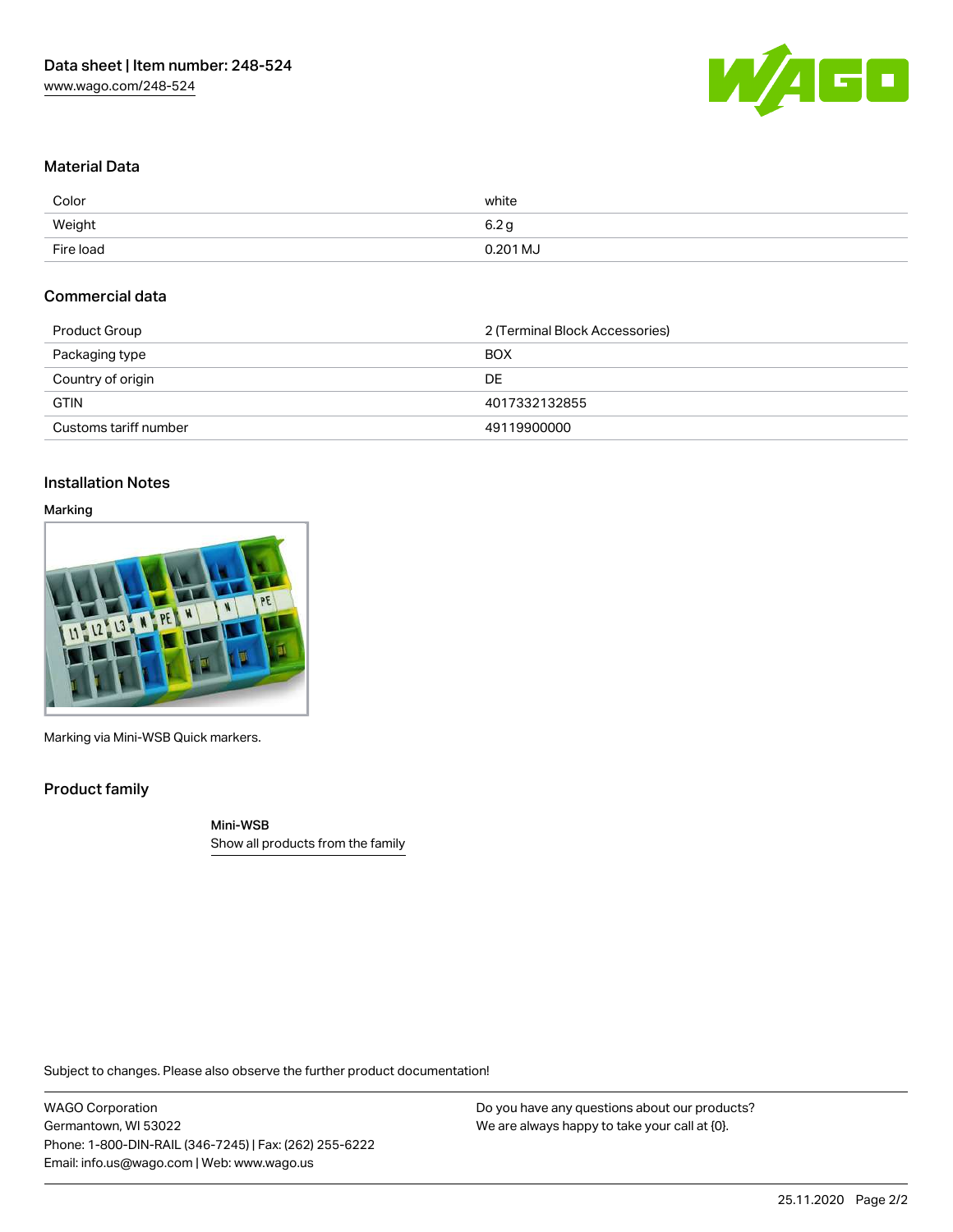Data sheet | Item number: 248-524

www.wago.com/248-524

## Material Data

| | |
|---|---|
| Color | white |
| Weight | 6.2 g |
| Fire load | 0.201 MJ |

## Commercial data

| | |
|---|---|
| Product Group | 2 (Terminal Block Accessories) |
| Packaging type | BOX |
| Country of origin | DE |
| GTIN | 4017332132855 |
| Customs tariff number | 49119900000 |

## Installation Notes

### Marking

Marking via Mini-WSB Quick markers.

## Product family

Mini-WSB

Show all products from the family

Subject to changes. Please also observe the further product documentation!

WAGO Corporation
Germantown, WI 53022
Phone: 1-800-DIN-RAIL (346-7245) | Fax: (262) 255-6222
Email: info.us@wago.com | Web: www.wago.us

Do you have any questions about our products?
We are always happy to take your call at {0}.

25.11.2020